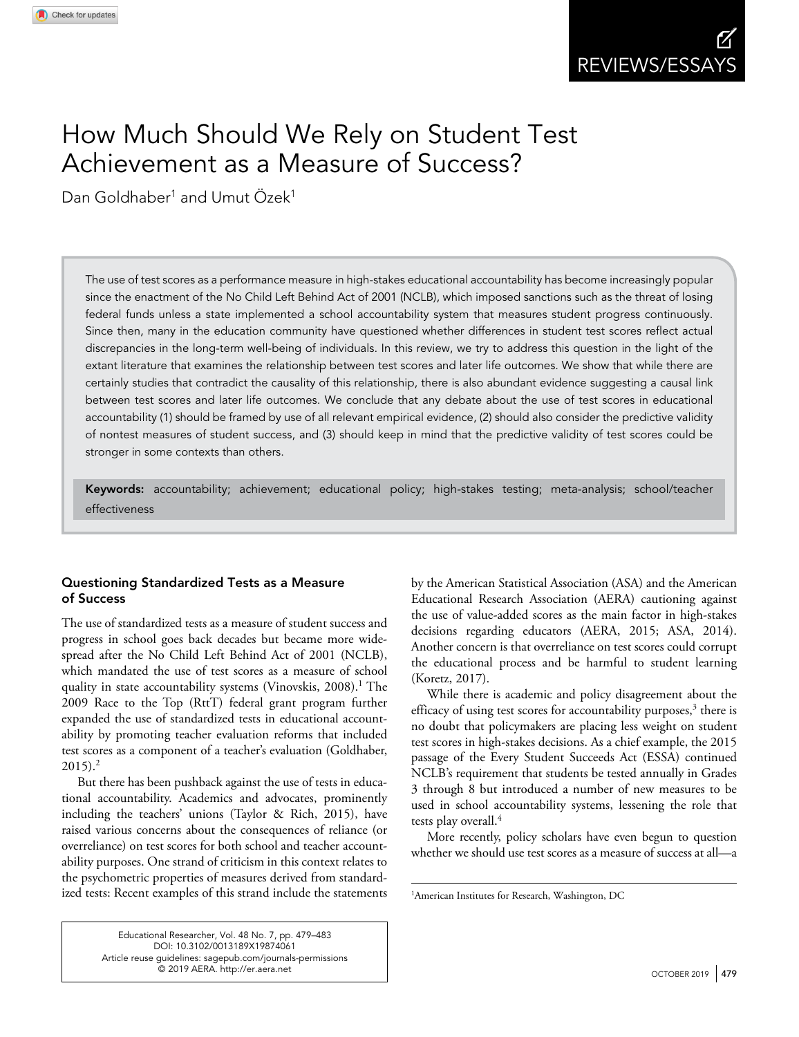REVIEWS/ESSAYS

# How Much Should We Rely on Student Test Achievement as a Measure of Success?

Dan Goldhaber[1] and Umut Özek[1]

The use of test scores as a performance measure in high-stakes educational accountability has become increasingly popular since the enactment of the No Child Left Behind Act of 2001 (NCLB), which imposed sanctions such as the threat of losing federal funds unless a state implemented a school accountability system that measures student progress continuously. Since then, many in the education community have questioned whether differences in student test scores reflect actual discrepancies in the long-term well-being of individuals. In this review, we try to address this question in the light of the extant literature that examines the relationship between test scores and later life outcomes. We show that while there are certainly studies that contradict the causality of this relationship, there is also abundant evidence suggesting a causal link between test scores and later life outcomes. We conclude that any debate about the use of test scores in educational accountability (1) should be framed by use of all relevant empirical evidence, (2) should also consider the predictive validity of nontest measures of student success, and (3) should keep in mind that the predictive validity of test scores could be stronger in some contexts than others.

**Keywords:** accountability; achievement; educational policy; high-stakes testing; meta-analysis; school/teacher effectiveness

## Questioning Standardized Tests as a Measure of Success

The use of standardized tests as a measure of student success and progress in school goes back decades but became more widespread after the No Child Left Behind Act of 2001 (NCLB), which mandated the use of test scores as a measure of school quality in state accountability systems (Vinovskis, 2008).[1] The 2009 Race to the Top (RttT) federal grant program further expanded the use of standardized tests in educational accountability by promoting teacher evaluation reforms that included test scores as a component of a teacher's evaluation (Goldhaber, 2015).[2]

But there has been pushback against the use of tests in educational accountability. Academics and advocates, prominently including the teachers' unions (Taylor & Rich, 2015), have raised various concerns about the consequences of reliance (or overreliance) on test scores for both school and teacher accountability purposes. One strand of criticism in this context relates to the psychometric properties of measures derived from standardized tests: Recent examples of this strand include the statements by the American Statistical Association (ASA) and the American Educational Research Association (AERA) cautioning against the use of value-added scores as the main factor in high-stakes decisions regarding educators (AERA, 2015; ASA, 2014). Another concern is that overreliance on test scores could corrupt the educational process and be harmful to student learning (Koretz, 2017).

While there is academic and policy disagreement about the efficacy of using test scores for accountability purposes,[3] there is no doubt that policymakers are placing less weight on student test scores in high-stakes decisions. As a chief example, the 2015 passage of the Every Student Succeeds Act (ESSA) continued NCLB's requirement that students be tested annually in Grades 3 through 8 but introduced a number of new measures to be used in school accountability systems, lessening the role that tests play overall.[4]

More recently, policy scholars have even begun to question whether we should use test scores as a measure of success at all—a

[1]American Institutes for Research, Washington, DC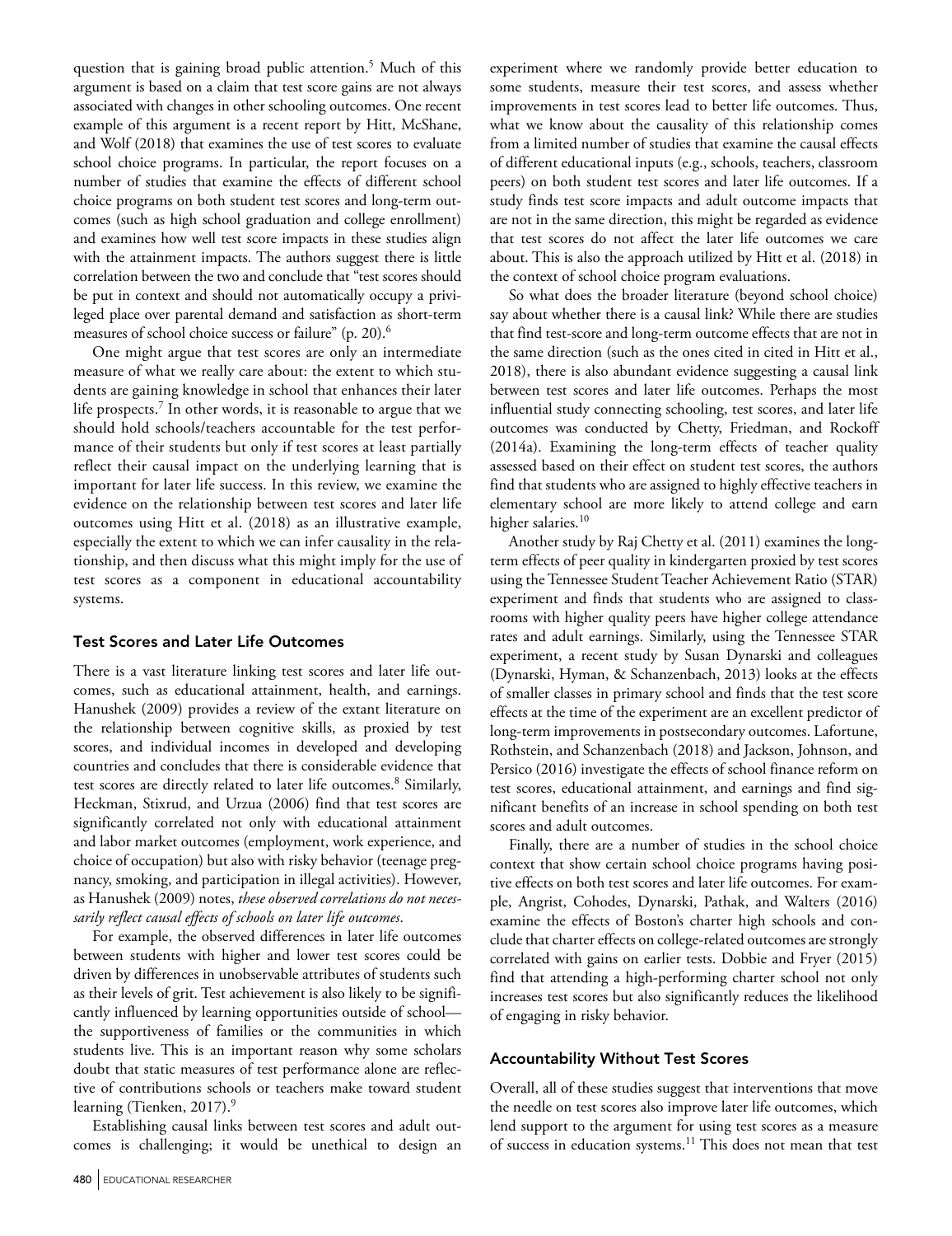question that is gaining broad public attention.[5] Much of this argument is based on a claim that test score gains are not always associated with changes in other schooling outcomes. One recent example of this argument is a recent report by Hitt, McShane, and Wolf (2018) that examines the use of test scores to evaluate school choice programs. In particular, the report focuses on a number of studies that examine the effects of different school choice programs on both student test scores and long-term outcomes (such as high school graduation and college enrollment) and examines how well test score impacts in these studies align with the attainment impacts. The authors suggest there is little correlation between the two and conclude that "test scores should be put in context and should not automatically occupy a privileged place over parental demand and satisfaction as short-term measures of school choice success or failure" (p. 20).[6]

One might argue that test scores are only an intermediate measure of what we really care about: the extent to which students are gaining knowledge in school that enhances their later life prospects.[7] In other words, it is reasonable to argue that we should hold schools/teachers accountable for the test performance of their students but only if test scores at least partially reflect their causal impact on the underlying learning that is important for later life success. In this review, we examine the evidence on the relationship between test scores and later life outcomes using Hitt et al. (2018) as an illustrative example, especially the extent to which we can infer causality in the relationship, and then discuss what this might imply for the use of test scores as a component in educational accountability systems.

## Test Scores and Later Life Outcomes

There is a vast literature linking test scores and later life outcomes, such as educational attainment, health, and earnings. Hanushek (2009) provides a review of the extant literature on the relationship between cognitive skills, as proxied by test scores, and individual incomes in developed and developing countries and concludes that there is considerable evidence that test scores are directly related to later life outcomes.[8] Similarly, Heckman, Stixrud, and Urzua (2006) find that test scores are significantly correlated not only with educational attainment and labor market outcomes (employment, work experience, and choice of occupation) but also with risky behavior (teenage pregnancy, smoking, and participation in illegal activities). However, as Hanushek (2009) notes, *these observed correlations do not necessarily reflect causal effects of schools on later life outcomes*.

For example, the observed differences in later life outcomes between students with higher and lower test scores could be driven by differences in unobservable attributes of students such as their levels of grit. Test achievement is also likely to be significantly influenced by learning opportunities outside of school—the supportiveness of families or the communities in which students live. This is an important reason why some scholars doubt that static measures of test performance alone are reflective of contributions schools or teachers make toward student learning (Tienken, 2017).[9]

Establishing causal links between test scores and adult outcomes is challenging; it would be unethical to design an experiment where we randomly provide better education to some students, measure their test scores, and assess whether improvements in test scores lead to better life outcomes. Thus, what we know about the causality of this relationship comes from a limited number of studies that examine the causal effects of different educational inputs (e.g., schools, teachers, classroom peers) on both student test scores and later life outcomes. If a study finds test score impacts and adult outcome impacts that are not in the same direction, this might be regarded as evidence that test scores do not affect the later life outcomes we care about. This is also the approach utilized by Hitt et al. (2018) in the context of school choice program evaluations.

So what does the broader literature (beyond school choice) say about whether there is a causal link? While there are studies that find test-score and long-term outcome effects that are not in the same direction (such as the ones cited in Hitt et al., 2018), there is also abundant evidence suggesting a causal link between test scores and later life outcomes. Perhaps the most influential study connecting schooling, test scores, and later life outcomes was conducted by Chetty, Friedman, and Rockoff (2014a). Examining the long-term effects of teacher quality assessed based on their effect on student test scores, the authors find that students who are assigned to highly effective teachers in elementary school are more likely to attend college and earn higher salaries.[10]

Another study by Raj Chetty et al. (2011) examines the long-term effects of peer quality in kindergarten proxied by test scores using the Tennessee Student Teacher Achievement Ratio (STAR) experiment and finds that students who are assigned to classrooms with higher quality peers have higher college attendance rates and adult earnings. Similarly, using the Tennessee STAR experiment, a recent study by Susan Dynarski and colleagues (Dynarski, Hyman, & Schanzenbach, 2013) looks at the effects of smaller classes in primary school and finds that the test score effects at the time of the experiment are an excellent predictor of long-term improvements in postsecondary outcomes. Lafortune, Rothstein, and Schanzenbach (2018) and Jackson, Johnson, and Persico (2016) investigate the effects of school finance reform on test scores, educational attainment, and earnings and find significant benefits of an increase in school spending on both test scores and adult outcomes.

Finally, there are a number of studies in the school choice context that show certain school choice programs having positive effects on both test scores and later life outcomes. For example, Angrist, Cohodes, Dynarski, Pathak, and Walters (2016) examine the effects of Boston's charter high schools and conclude that charter effects on college-related outcomes are strongly correlated with gains on earlier tests. Dobbie and Fryer (2015) find that attending a high-performing charter school not only increases test scores but also significantly reduces the likelihood of engaging in risky behavior.

## Accountability Without Test Scores

Overall, all of these studies suggest that interventions that move the needle on test scores also improve later life outcomes, which lend support to the argument for using test scores as a measure of success in education systems.[11] This does not mean that test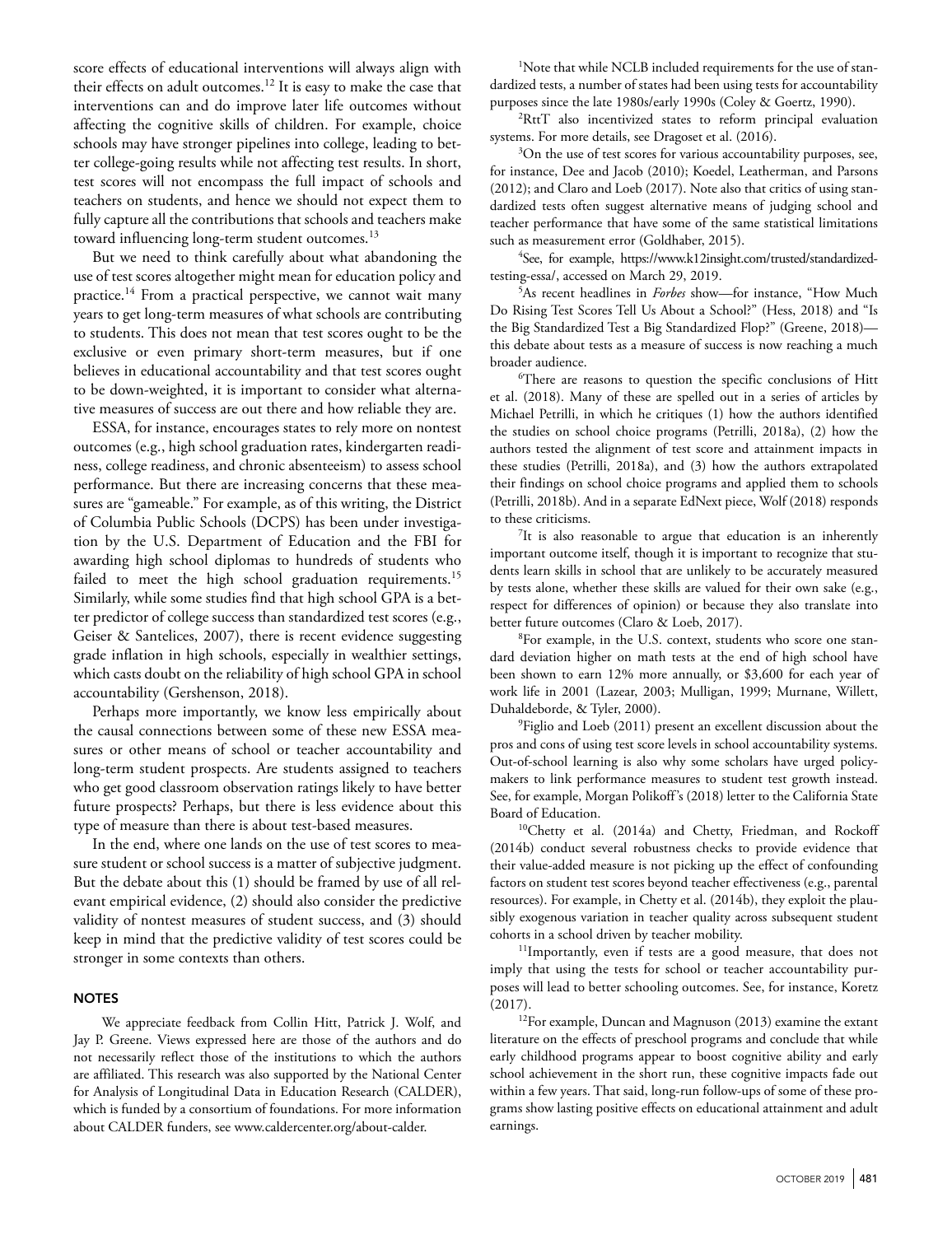score effects of educational interventions will always align with their effects on adult outcomes.[12] It is easy to make the case that interventions can and do improve later life outcomes without affecting the cognitive skills of children. For example, choice schools may have stronger pipelines into college, leading to better college-going results while not affecting test results. In short, test scores will not encompass the full impact of schools and teachers on students, and hence we should not expect them to fully capture all the contributions that schools and teachers make toward influencing long-term student outcomes.[13]

But we need to think carefully about what abandoning the use of test scores altogether might mean for education policy and practice.[14] From a practical perspective, we cannot wait many years to get long-term measures of what schools are contributing to students. This does not mean that test scores ought to be the exclusive or even primary short-term measures, but if one believes in educational accountability and that test scores ought to be down-weighted, it is important to consider what alternative measures of success are out there and how reliable they are.

ESSA, for instance, encourages states to rely more on nontest outcomes (e.g., high school graduation rates, kindergarten readiness, college readiness, and chronic absenteeism) to assess school performance. But there are increasing concerns that these measures are "gameable." For example, as of this writing, the District of Columbia Public Schools (DCPS) has been under investigation by the U.S. Department of Education and the FBI for awarding high school diplomas to hundreds of students who failed to meet the high school graduation requirements.[15] Similarly, while some studies find that high school GPA is a better predictor of college success than standardized test scores (e.g., Geiser & Santelices, 2007), there is recent evidence suggesting grade inflation in high schools, especially in wealthier settings, which casts doubt on the reliability of high school GPA in school accountability (Gershenson, 2018).

Perhaps more importantly, we know less empirically about the causal connections between some of these new ESSA measures or other means of school or teacher accountability and long-term student prospects. Are students assigned to teachers who get good classroom observation ratings likely to have better future prospects? Perhaps, but there is less evidence about this type of measure than there is about test-based measures.

In the end, where one lands on the use of test scores to measure student or school success is a matter of subjective judgment. But the debate about this (1) should be framed by use of all relevant empirical evidence, (2) should also consider the predictive validity of nontest measures of student success, and (3) should keep in mind that the predictive validity of test scores could be stronger in some contexts than others.

## NOTES

We appreciate feedback from Collin Hitt, Patrick J. Wolf, and Jay P. Greene. Views expressed here are those of the authors and do not necessarily reflect those of the institutions to which the authors are affiliated. This research was also supported by the National Center for Analysis of Longitudinal Data in Education Research (CALDER), which is funded by a consortium of foundations. For more information about CALDER funders, see www.caldercenter.org/about-calder.

[1]Note that while NCLB included requirements for the use of standardized tests, a number of states had been using tests for accountability purposes since the late 1980s/early 1990s (Coley & Goertz, 1990).

[2]RttT also incentivized states to reform principal evaluation systems. For more details, see Dragoset et al. (2016).

[3]On the use of test scores for various accountability purposes, see, for instance, Dee and Jacob (2010); Koedel, Leatherman, and Parsons (2012); and Claro and Loeb (2017). Note also that critics of using standardized tests often suggest alternative means of judging school and teacher performance that have some of the same statistical limitations such as measurement error (Goldhaber, 2015).

[4]See, for example, https://www.k12insight.com/trusted/standardized-testing-essa/, accessed on March 29, 2019.

[5]As recent headlines in *Forbes* show—for instance, "How Much Do Rising Test Scores Tell Us About a School?" (Hess, 2018) and "Is the Big Standardized Test a Big Standardized Flop?" (Greene, 2018)—this debate about tests as a measure of success is now reaching a much broader audience.

[6]There are reasons to question the specific conclusions of Hitt et al. (2018). Many of these are spelled out in a series of articles by Michael Petrilli, in which he critiques (1) how the authors identified the studies on school choice programs (Petrilli, 2018a), (2) how the authors tested the alignment of test score and attainment impacts in these studies (Petrilli, 2018a), and (3) how the authors extrapolated their findings on school choice programs and applied them to schools (Petrilli, 2018b). And in a separate EdNext piece, Wolf (2018) responds to these criticisms.

[7]It is also reasonable to argue that education is an inherently important outcome itself, though it is important to recognize that students learn skills in school that are unlikely to be accurately measured by tests alone, whether these skills are valued for their own sake (e.g., respect for differences of opinion) or because they also translate into better future outcomes (Claro & Loeb, 2017).

[8]For example, in the U.S. context, students who score one standard deviation higher on math tests at the end of high school have been shown to earn 12% more annually, or $3,600 for each year of work life in 2001 (Lazear, 2003; Mulligan, 1999; Murnane, Willett, Duhaldeborde, & Tyler, 2000).

[9]Figlio and Loeb (2011) present an excellent discussion about the pros and cons of using test score levels in school accountability systems. Out-of-school learning is also why some scholars have urged policymakers to link performance measures to student test growth instead. See, for example, Morgan Polikoff's (2018) letter to the California State Board of Education.

[10]Chetty et al. (2014a) and Chetty, Friedman, and Rockoff (2014b) conduct several robustness checks to provide evidence that their value-added measure is not picking up the effect of confounding factors on student test scores beyond teacher effectiveness (e.g., parental resources). For example, in Chetty et al. (2014b), they exploit the plausibly exogenous variation in teacher quality across subsequent student cohorts in a school driven by teacher mobility.

[11]Importantly, even if tests are a good measure, that does not imply that using the tests for school or teacher accountability purposes will lead to better schooling outcomes. See, for instance, Koretz (2017).

[12]For example, Duncan and Magnuson (2013) examine the extant literature on the effects of preschool programs and conclude that while early childhood programs appear to boost cognitive ability and early school achievement in the short run, these cognitive impacts fade out within a few years. That said, long-run follow-ups of some of these programs show lasting positive effects on educational attainment and adult earnings.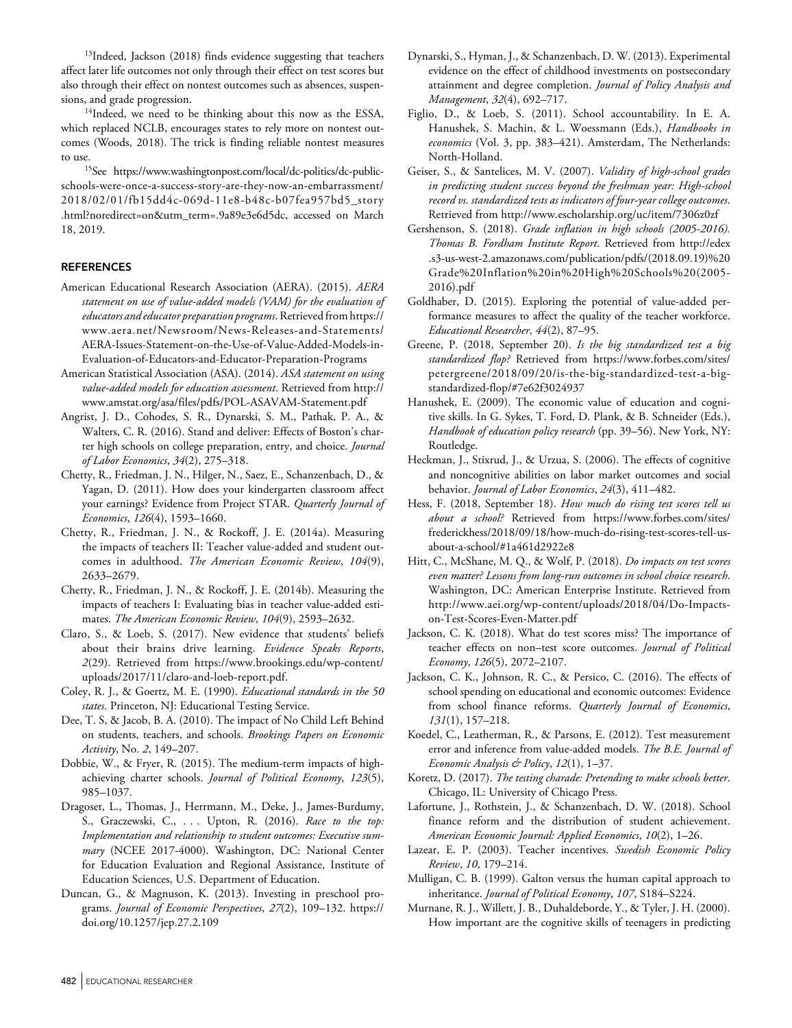[13]Indeed, Jackson (2018) finds evidence suggesting that teachers affect later life outcomes not only through their effect on test scores but also through their effect on nontest outcomes such as absences, suspensions, and grade progression.

[14]Indeed, we need to be thinking about this now as the ESSA, which replaced NCLB, encourages states to rely more on nontest outcomes (Woods, 2018). The trick is finding reliable nontest measures to use.

[15]See https://www.washingtonpost.com/local/dc-politics/dc-public-schools-were-once-a-success-story-are-they-now-an-embarrassment/2018/02/01/fb15dd4c-069d-11e8-b48c-b07fea957bd5_story.html?noredirect=on&utm_term=.9a89e3e6d5dc, accessed on March 18, 2019.

## REFERENCES

American Educational Research Association (AERA). (2015). *AERA statement on use of value-added models (VAM) for the evaluation of educators and educator preparation programs*. Retrieved from https://www.aera.net/Newsroom/News-Releases-and-Statements/AERA-Issues-Statement-on-the-Use-of-Value-Added-Models-in-Evaluation-of-Educators-and-Educator-Preparation-Programs

American Statistical Association (ASA). (2014). *ASA statement on using value-added models for education assessment*. Retrieved from http://www.amstat.org/asa/files/pdfs/POL-ASAVAM-Statement.pdf

Angrist, J. D., Cohodes, S. R., Dynarski, S. M., Pathak, P. A., & Walters, C. R. (2016). Stand and deliver: Effects of Boston's charter high schools on college preparation, entry, and choice. *Journal of Labor Economics*, *34*(2), 275–318.

Chetty, R., Friedman, J. N., Hilger, N., Saez, E., Schanzenbach, D., & Yagan, D. (2011). How does your kindergarten classroom affect your earnings? Evidence from Project STAR. *Quarterly Journal of Economics*, *126*(4), 1593–1660.

Chetty, R., Friedman, J. N., & Rockoff, J. E. (2014a). Measuring the impacts of teachers II: Teacher value-added and student outcomes in adulthood. *The American Economic Review*, *104*(9), 2633–2679.

Chetty, R., Friedman, J. N., & Rockoff, J. E. (2014b). Measuring the impacts of teachers I: Evaluating bias in teacher value-added estimates. *The American Economic Review*, *104*(9), 2593–2632.

Claro, S., & Loeb, S. (2017). New evidence that students' beliefs about their brains drive learning. *Evidence Speaks Reports*, *2*(29). Retrieved from https://www.brookings.edu/wp-content/uploads/2017/11/claro-and-loeb-report.pdf.

Coley, R. J., & Goertz, M. E. (1990). *Educational standards in the 50 states*. Princeton, NJ: Educational Testing Service.

Dee, T. S, & Jacob, B. A. (2010). The impact of No Child Left Behind on students, teachers, and schools. *Brookings Papers on Economic Activity*, No. *2*, 149–207.

Dobbie, W., & Fryer, R. (2015). The medium-term impacts of high-achieving charter schools. *Journal of Political Economy*, *123*(5), 985–1037.

Dragoset, L., Thomas, J., Herrmann, M., Deke, J., James-Burdumy, S., Graczewski, C., . . . Upton, R. (2016). *Race to the top: Implementation and relationship to student outcomes: Executive summary* (NCEE 2017-4000). Washington, DC: National Center for Education Evaluation and Regional Assistance, Institute of Education Sciences, U.S. Department of Education.

Duncan, G., & Magnuson, K. (2013). Investing in preschool programs. *Journal of Economic Perspectives*, *27*(2), 109–132. https://doi.org/10.1257/jep.27.2.109

Dynarski, S., Hyman, J., & Schanzenbach, D. W. (2013). Experimental evidence on the effect of childhood investments on postsecondary attainment and degree completion. *Journal of Policy Analysis and Management*, *32*(4), 692–717.

Figlio, D., & Loeb, S. (2011). School accountability. In E. A. Hanushek, S. Machin, & L. Woessmann (Eds.), *Handbooks in economics* (Vol. 3, pp. 383–421). Amsterdam, The Netherlands: North-Holland.

Geiser, S., & Santelices, M. V. (2007). *Validity of high-school grades in predicting student success beyond the freshman year: High-school record vs. standardized tests as indicators of four-year college outcomes*. Retrieved from http://www.escholarship.org/uc/item/7306z0zf

Gershenson, S. (2018). *Grade inflation in high schools (2005-2016). Thomas B. Fordham Institute Report*. Retrieved from http://edex.s3-us-west-2.amazonaws.com/publication/pdfs/(2018.09.19)%20Grade%20Inflation%20in%20High%20Schools%20(2005-2016).pdf

Goldhaber, D. (2015). Exploring the potential of value-added performance measures to affect the quality of the teacher workforce. *Educational Researcher*, *44*(2), 87–95.

Greene, P. (2018, September 20). *Is the big standardized test a big standardized flop?* Retrieved from https://www.forbes.com/sites/petergreene/2018/09/20/is-the-big-standardized-test-a-big-standardized-flop/#7e62f3024937

Hanushek, E. (2009). The economic value of education and cognitive skills. In G. Sykes, T. Ford, D. Plank, & B. Schneider (Eds.), *Handbook of education policy research* (pp. 39–56). New York, NY: Routledge.

Heckman, J., Stixrud, J., & Urzua, S. (2006). The effects of cognitive and noncognitive abilities on labor market outcomes and social behavior. *Journal of Labor Economics*, *24*(3), 411–482.

Hess, F. (2018, September 18). *How much do rising test scores tell us about a school?* Retrieved from https://www.forbes.com/sites/frederickhess/2018/09/18/how-much-do-rising-test-scores-tell-us-about-a-school/#1a461d2922e8

Hitt, C., McShane, M. Q., & Wolf, P. (2018). *Do impacts on test scores even matter? Lessons from long-run outcomes in school choice research*. Washington, DC: American Enterprise Institute. Retrieved from http://www.aei.org/wp-content/uploads/2018/04/Do-Impacts-on-Test-Scores-Even-Matter.pdf

Jackson, C. K. (2018). What do test scores miss? The importance of teacher effects on non–test score outcomes. *Journal of Political Economy*, *126*(5), 2072–2107.

Jackson, C. K., Johnson, R. C., & Persico, C. (2016). The effects of school spending on educational and economic outcomes: Evidence from school finance reforms. *Quarterly Journal of Economics*, *131*(1), 157–218.

Koedel, C., Leatherman, R., & Parsons, E. (2012). Test measurement error and inference from value-added models. *The B.E. Journal of Economic Analysis & Policy*, *12*(1), 1–37.

Koretz, D. (2017). *The testing charade: Pretending to make schools better*. Chicago, IL: University of Chicago Press.

Lafortune, J., Rothstein, J., & Schanzenbach, D. W. (2018). School finance reform and the distribution of student achievement. *American Economic Journal: Applied Economics*, *10*(2), 1–26.

Lazear, E. P. (2003). Teacher incentives. *Swedish Economic Policy Review*, *10*, 179–214.

Mulligan, C. B. (1999). Galton versus the human capital approach to inheritance. *Journal of Political Economy*, *107*, S184–S224.

Murnane, R. J., Willett, J. B., Duhaldeborde, Y., & Tyler, J. H. (2000). How important are the cognitive skills of teenagers in predicting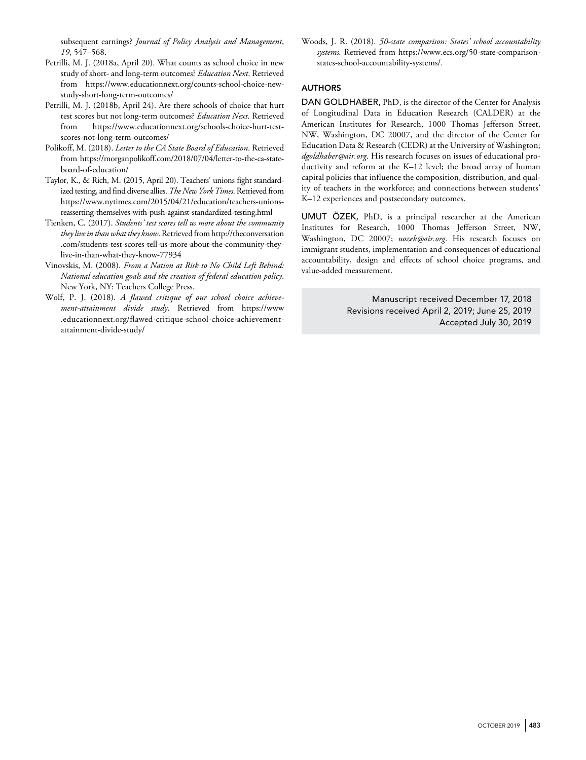subsequent earnings? *Journal of Policy Analysis and Management*, *19*, 547–568.

Petrilli, M. J. (2018a, April 20). What counts as school choice in new study of short- and long-term outcomes? *Education Next*. Retrieved from https://www.educationnext.org/counts-school-choice-new-study-short-long-term-outcomes/

Petrilli, M. J. (2018b, April 24). Are there schools of choice that hurt test scores but not long-term outcomes? *Education Next*. Retrieved from https://www.educationnext.org/schools-choice-hurt-test-scores-not-long-term-outcomes/

Polikoff, M. (2018). *Letter to the CA State Board of Education*. Retrieved from https://morganpolikoff.com/2018/07/04/letter-to-the-ca-state-board-of-education/

Taylor, K., & Rich, M. (2015, April 20). Teachers' unions fight standardized testing, and find diverse allies. *The New York Times*. Retrieved from https://www.nytimes.com/2015/04/21/education/teachers-unions-reasserting-themselves-with-push-against-standardized-testing.html

Tienken, C. (2017). *Students' test scores tell us more about the community they live in than what they know*. Retrieved from http://theconversation.com/students-test-scores-tell-us-more-about-the-community-they-live-in-than-what-they-know-77934

Vinovskis, M. (2008). *From a Nation at Risk to No Child Left Behind: National education goals and the creation of federal education policy*. New York, NY: Teachers College Press.

Wolf, P. J. (2018). *A flawed critique of our school choice achievement-attainment divide study*. Retrieved from https://www.educationnext.org/flawed-critique-school-choice-achievement-attainment-divide-study/

Woods, J. R. (2018). *50-state comparison: States' school accountability systems*. Retrieved from https://www.ecs.org/50-state-comparison-states-school-accountability-systems/.

## AUTHORS

DAN GOLDHABER, PhD, is the director of the Center for Analysis of Longitudinal Data in Education Research (CALDER) at the American Institutes for Research, 1000 Thomas Jefferson Street, NW, Washington, DC 20007, and the director of the Center for Education Data & Research (CEDR) at the University of Washington; *dgoldhaber@air.org*. His research focuses on issues of educational productivity and reform at the K–12 level; the broad array of human capital policies that influence the composition, distribution, and quality of teachers in the workforce; and connections between students' K–12 experiences and postsecondary outcomes.

UMUT ÖZEK, PhD, is a principal researcher at the American Institutes for Research, 1000 Thomas Jefferson Street, NW, Washington, DC 20007; *uozek@air.org*. His research focuses on immigrant students, implementation and consequences of educational accountability, design and effects of school choice programs, and value-added measurement.

Manuscript received December 17, 2018
Revisions received April 2, 2019; June 25, 2019
Accepted July 30, 2019